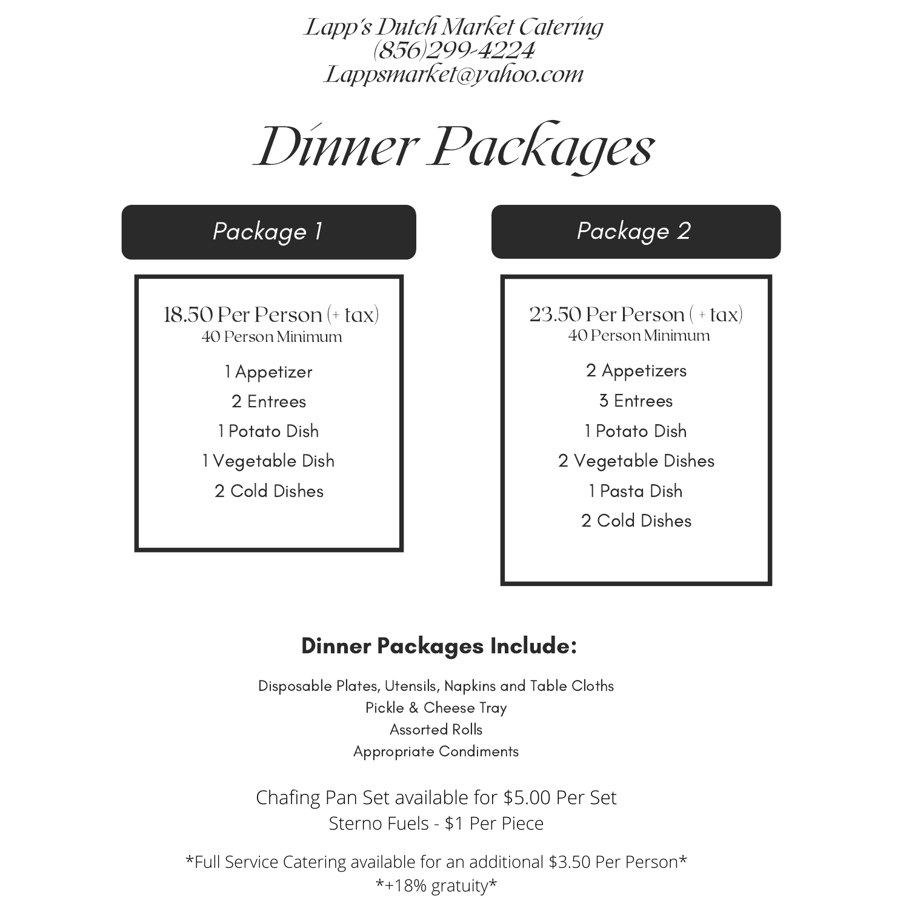Lapp's Dutch Market Catering
(856)299-4224
Lappsmarket@yahoo.com

# Dinner Packages

## Package 1

18.50 Per Person (+ tax)
40 Person Minimum

1 Appetizer
2 Entrees
1 Potato Dish
1 Vegetable Dish
2 Cold Dishes

## Package 2

23.50 Per Person ( + tax)
40 Person Minimum

2 Appetizers
3 Entrees
1 Potato Dish
2 Vegetable Dishes
1 Pasta Dish
2 Cold Dishes

**Dinner Packages Include:**

Disposable Plates, Utensils, Napkins and Table Cloths
Pickle & Cheese Tray
Assorted Rolls
Appropriate Condiments

Chafing Pan Set available for $5.00 Per Set
Sterno Fuels - $1 Per Piece

*Full Service Catering available for an additional $3.50 Per Person*
*+18% gratuity*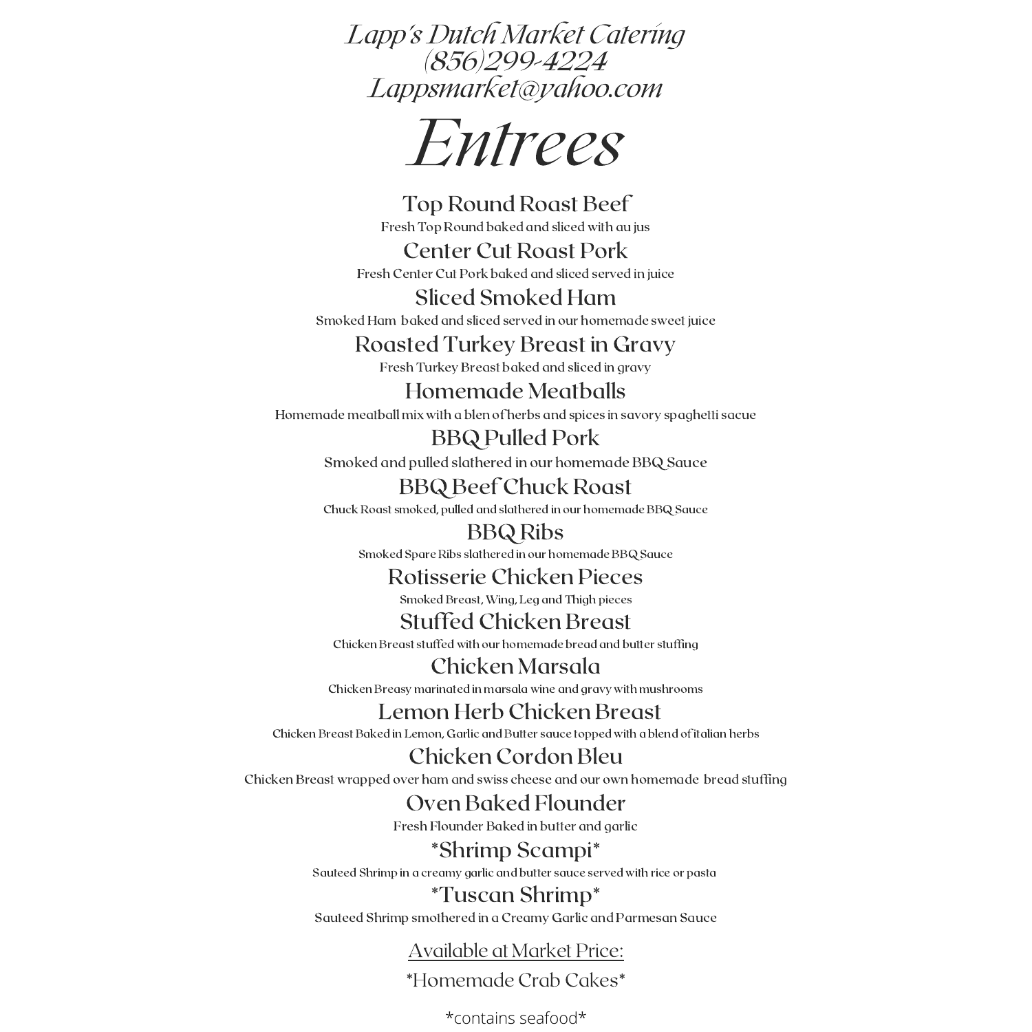Lapp's Dutch Market Catering
(856)299-4224
Lappsmarket@yahoo.com

# Entrees

### Top Round Roast Beef
Fresh Top Round baked and sliced with au jus

### Center Cut Roast Pork
Fresh Center Cut Pork baked and sliced served in juice

### Sliced Smoked Ham
Smoked Ham baked and sliced served in our homemade sweet juice

### Roasted Turkey Breast in Gravy
Fresh Turkey Breast baked and sliced in gravy

### Homemade Meatballs
Homemade meatball mix with a blen of herbs and spices in savory spaghetti sacue

### BBQ Pulled Pork
Smoked and pulled slathered in our homemade BBQ Sauce

### BBQ Beef Chuck Roast
Chuck Roast smoked, pulled and slathered in our homemade BBQ Sauce

### BBQ Ribs
Smoked Spare Ribs slathered in our homemade BBQ Sauce

### Rotisserie Chicken Pieces
Smoked Breast, Wing, Leg and Thigh pieces

### Stuffed Chicken Breast
Chicken Breast stuffed with our homemade bread and butter stuffing

### Chicken Marsala
Chicken Breasy marinated in marsala wine and gravy with mushrooms

### Lemon Herb Chicken Breast
Chicken Breast Baked in Lemon, Garlic and Butter sauce topped with a blend of italian herbs

### Chicken Cordon Bleu
Chicken Breast wrapped over ham and swiss cheese and our own homemade bread stuffing

### Oven Baked Flounder
Fresh Flounder Baked in butter and garlic

### *Shrimp Scampi*
Sauteed Shrimp in a creamy garlic and butter sauce served with rice or pasta

### *Tuscan Shrimp*
Sauteed Shrimp smothered in a Creamy Garlic and Parmesan Sauce

<u>Available at Market Price:</u>

*Homemade Crab Cakes*

*contains seafood*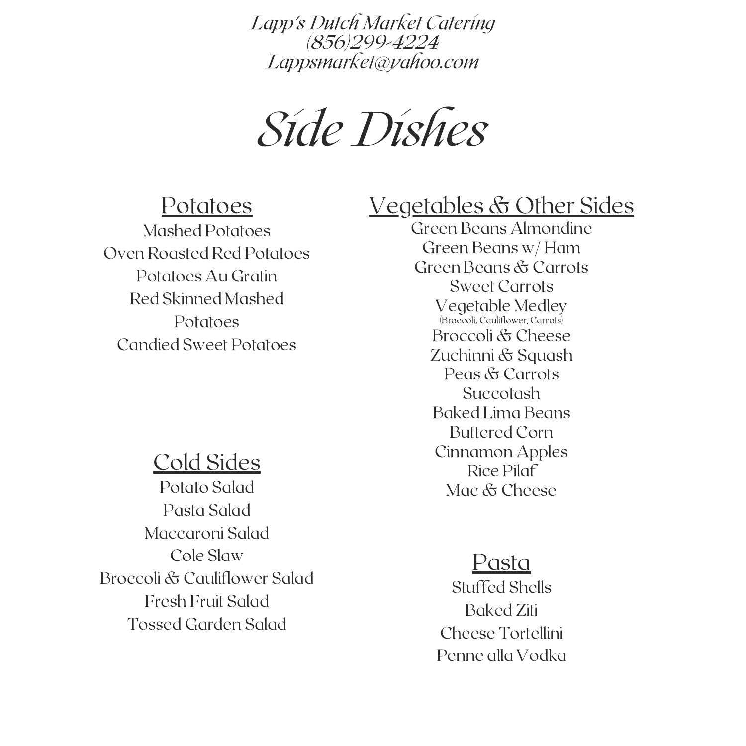*Lapp's Dutch Market Catering*
*(856)299-4224*
*Lappsmarket@yahoo.com*

# *Side Dishes*

## Potatoes

Mashed Potatoes
Oven Roasted Red Potatoes
Potatoes Au Gratin
Red Skinned Mashed Potatoes
Candied Sweet Potatoes

## Cold Sides

Potato Salad
Pasta Salad
Maccaroni Salad
Cole Slaw
Broccoli & Cauliflower Salad
Fresh Fruit Salad
Tossed Garden Salad

## Vegetables & Other Sides

Green Beans Almondine
Green Beans w/ Ham
Green Beans & Carrots
Sweet Carrots
Vegetable Medley
(Broccoli, Cauliflower, Carrots)
Broccoli & Cheese
Zuchinni & Squash
Peas & Carrots
Succotash
Baked Lima Beans
Buttered Corn
Cinnamon Apples
Rice Pilaf
Mac & Cheese

## Pasta

Stuffed Shells
Baked Ziti
Cheese Tortellini
Penne alla Vodka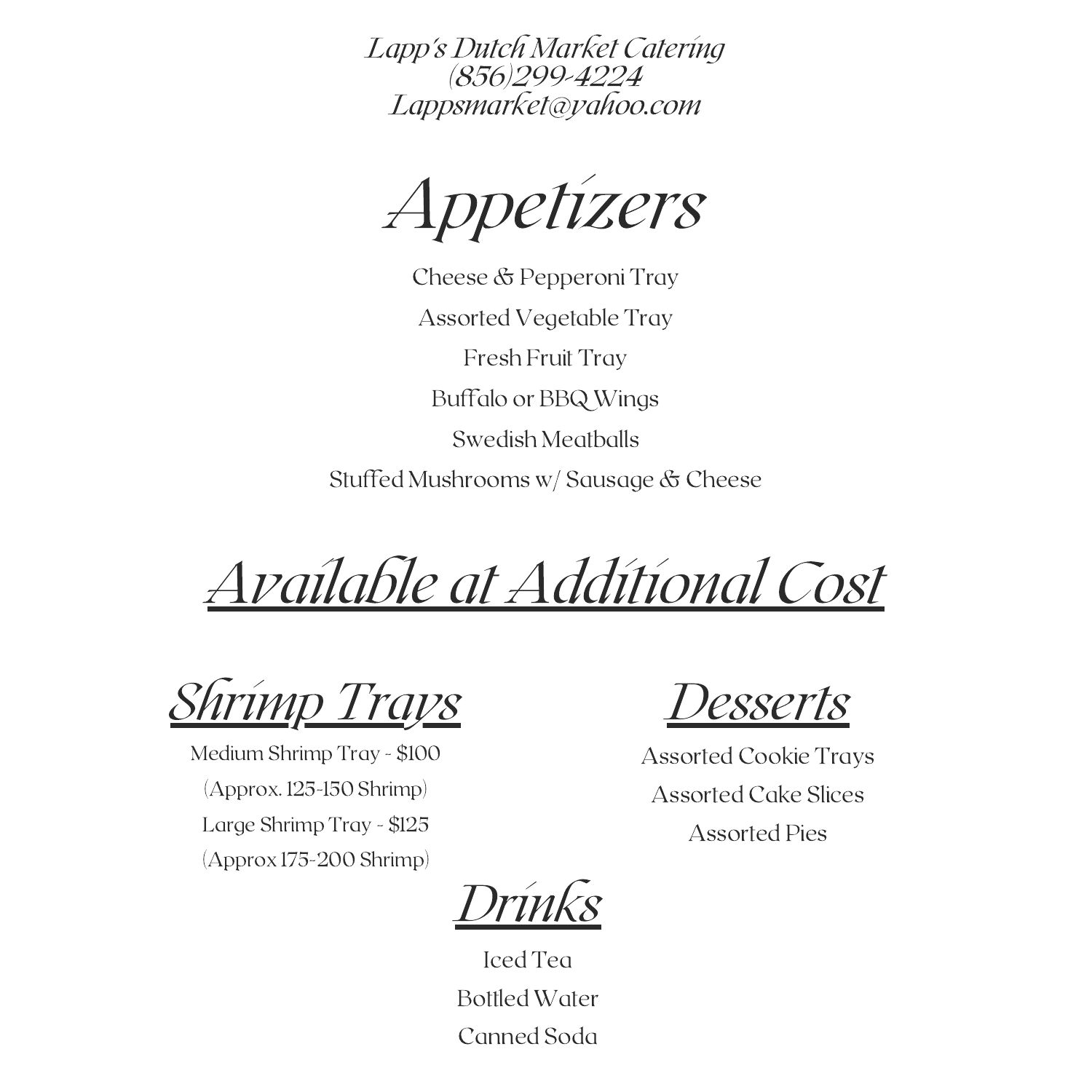Lapp's Dutch Market Catering
(856)299-4224
Lappsmarket@yahoo.com

# Appetizers

Cheese & Pepperoni Tray

Assorted Vegetable Tray

Fresh Fruit Tray

Buffalo or BBQ Wings

Swedish Meatballs

Stuffed Mushrooms w/ Sausage & Cheese

# Available at Additional Cost

## Shrimp Trays

Medium Shrimp Tray - $100

(Approx. 125-150 Shrimp)

Large Shrimp Tray - $125

(Approx 175-200 Shrimp)

## Desserts

Assorted Cookie Trays

Assorted Cake Slices

Assorted Pies

## Drinks

Iced Tea

Bottled Water

Canned Soda